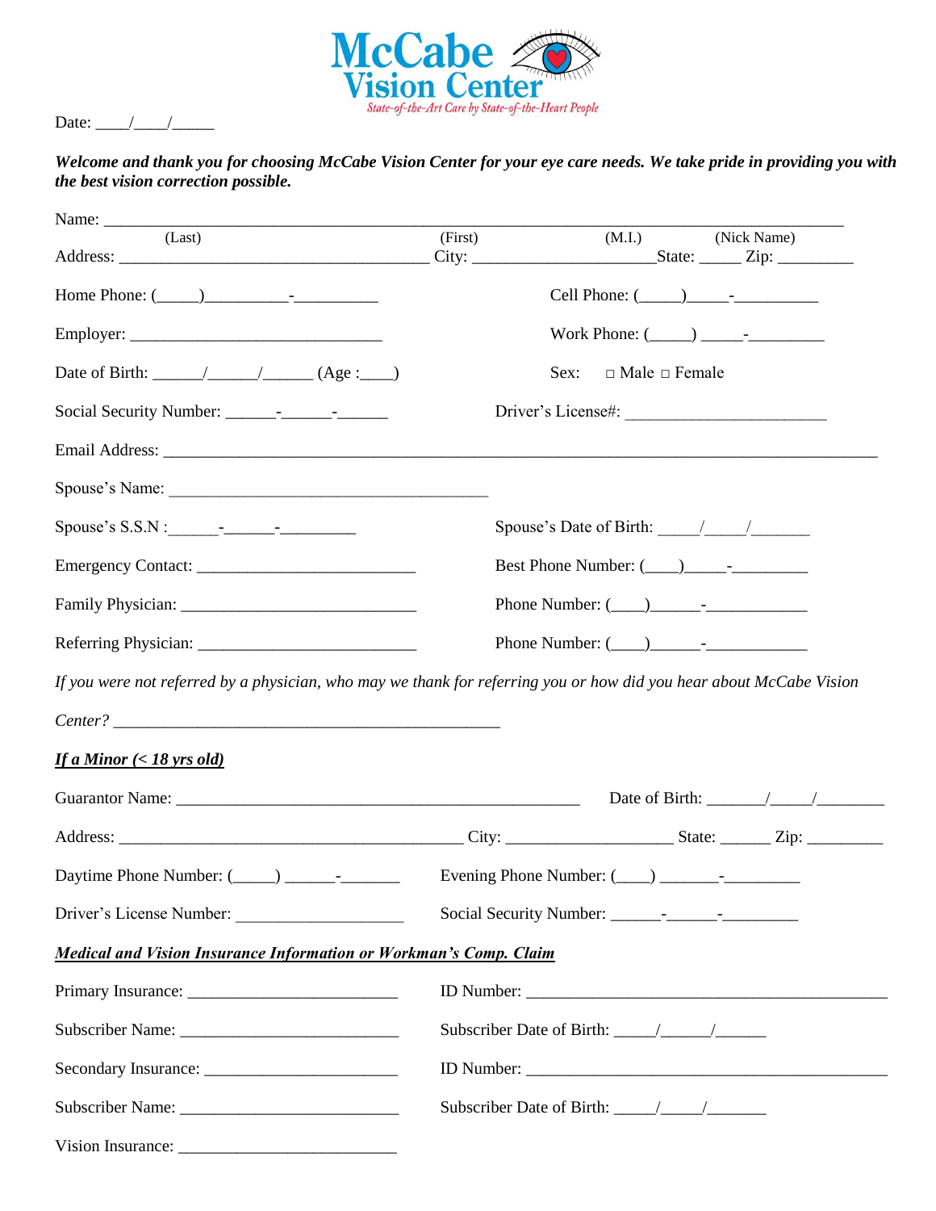# McCabe Vision Center

*State-of-the-Art Care by State-of-the-Heart People*

Date: ____/____/_____

***Welcome and thank you for choosing McCabe Vision Center for your eye care needs. We take pride in providing you with the best vision correction possible.***

Name: ___________________________________________________________________________________

(Last) (First) (M.I.) (Nick Name)

Address: ______________________________________ City: ______________________State: _____ Zip: _________

Home Phone: (_____)__________-__________ Cell Phone: (_____)_____-__________

Employer: _______________________________ Work Phone: (_____) _____-_________

Date of Birth: ______/______/______ (Age :____) Sex: □ Male □ Female

Social Security Number: ______-______-______ Driver's License#: ________________________

Email Address: ________________________________________________________________________________________

Spouse's Name: ________________________________________

Spouse's S.S.N :______-______-_________ Spouse's Date of Birth: _____/_____/_______

Emergency Contact: ___________________________ Best Phone Number: (____)_____-_________

Family Physician: _____________________________ Phone Number: (____)______-____________

Referring Physician: ___________________________ Phone Number: (____)______-____________

*If you were not referred by a physician, who may we thank for referring you or how did you hear about McCabe Vision Center?* ______________________________________________

***If a Minor (< 18 yrs old)***

Guarantor Name: __________________________________________________ Date of Birth: _______/_____/________

Address: ___________________________________________ City: ____________________ State: ______ Zip: _________

Daytime Phone Number: (_____) ______-_______ Evening Phone Number: (____) _______-_________

Driver's License Number: ____________________ Social Security Number: ______-______-_________

***Medical and Vision Insurance Information or Workman's Comp. Claim***

Primary Insurance: _________________________ ID Number: _____________________________________________

Subscriber Name: __________________________ Subscriber Date of Birth: _____/______/______

Secondary Insurance: _______________________ ID Number: _____________________________________________

Subscriber Name: __________________________ Subscriber Date of Birth: _____/_____/_______

Vision Insurance: ___________________________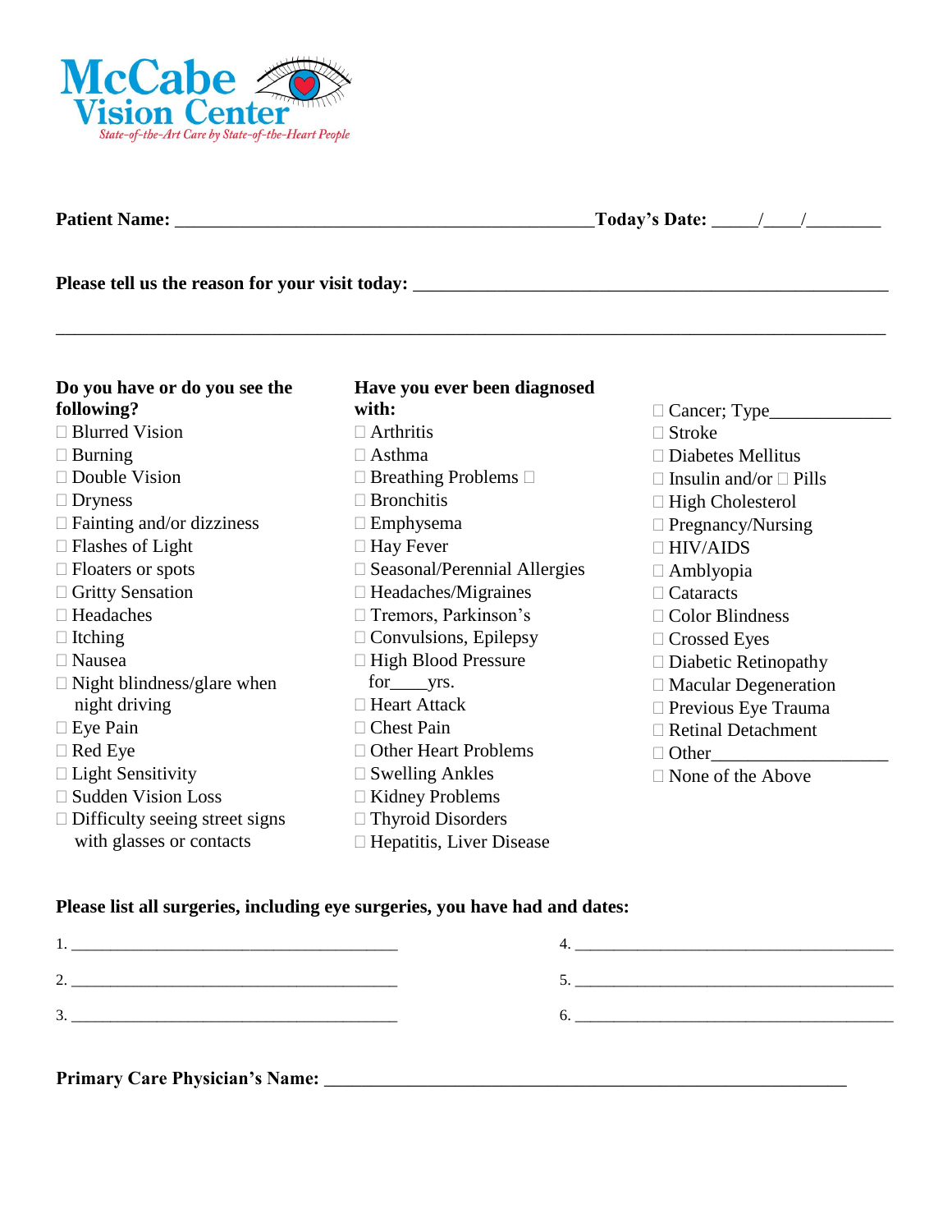**McCabe Vision Center**

*State-of-the-Art Care by State-of-the-Heart People*

**Patient Name:** _____________________________________________ **Today's Date:** _____/____/________

**Please tell us the reason for your visit today:** ________________________________________________

_____________________________________________________________________________________

**Do you have or do you see the following?**

- ☐ Blurred Vision
- ☐ Burning
- ☐ Double Vision
- ☐ Dryness
- ☐ Fainting and/or dizziness
- ☐ Flashes of Light
- ☐ Floaters or spots
- ☐ Gritty Sensation
- ☐ Headaches
- ☐ Itching
- ☐ Nausea
- ☐ Night blindness/glare when night driving
- ☐ Eye Pain
- ☐ Red Eye
- ☐ Light Sensitivity
- ☐ Sudden Vision Loss
- ☐ Difficulty seeing street signs with glasses or contacts

**Have you ever been diagnosed with:**

- ☐ Arthritis
- ☐ Asthma
- ☐ Breathing Problems ☐
- ☐ Bronchitis
- ☐ Emphysema
- ☐ Hay Fever
- ☐ Seasonal/Perennial Allergies
- ☐ Headaches/Migraines
- ☐ Tremors, Parkinson's
- ☐ Convulsions, Epilepsy
- ☐ High Blood Pressure for____yrs.
- ☐ Heart Attack
- ☐ Chest Pain
- ☐ Other Heart Problems
- ☐ Swelling Ankles
- ☐ Kidney Problems
- ☐ Thyroid Disorders
- ☐ Hepatitis, Liver Disease
- ☐ Cancer; Type_____________
- ☐ Stroke
- ☐ Diabetes Mellitus
- ☐ Insulin and/or ☐ Pills
- ☐ High Cholesterol
- ☐ Pregnancy/Nursing
- ☐ HIV/AIDS
- ☐ Amblyopia
- ☐ Cataracts
- ☐ Color Blindness
- ☐ Crossed Eyes
- ☐ Diabetic Retinopathy
- ☐ Macular Degeneration
- ☐ Previous Eye Trauma
- ☐ Retinal Detachment
- ☐ Other__________________
- ☐ None of the Above

**Please list all surgeries, including eye surgeries, you have had and dates:**

1. ________________________________________
2. ________________________________________
3. ________________________________________
4. ________________________________________
5. ________________________________________
6. ________________________________________

**Primary Care Physician's Name:** ____________________________________________________________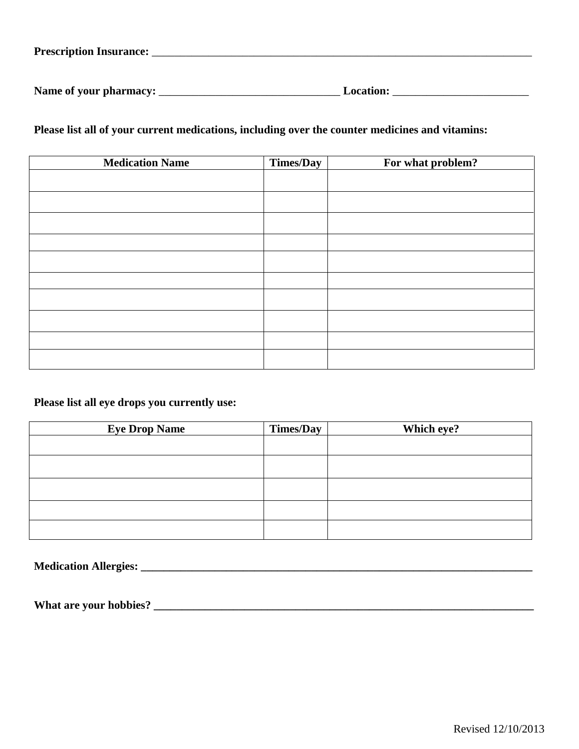**Prescription Insurance:** ___________________________________________________________________________

**Name of your pharmacy:** ________________________________ **Location:** ________________________

**Please list all of your current medications, including over the counter medicines and vitamins:**

| Medication Name | Times/Day | For what problem? |
|---|---|---|
| | | |
| | | |
| | | |
| | | |
| | | |
| | | |
| | | |
| | | |
| | | |
| | | |

**Please list all eye drops you currently use:**

| Eye Drop Name | Times/Day | Which eye? |
|---|---|---|
| | | |
| | | |
| | | |
| | | |
| | | |

**Medication Allergies: ___________________________________________________________________________**

**What are your hobbies? ________________________________________________________________________**

Revised 12/10/2013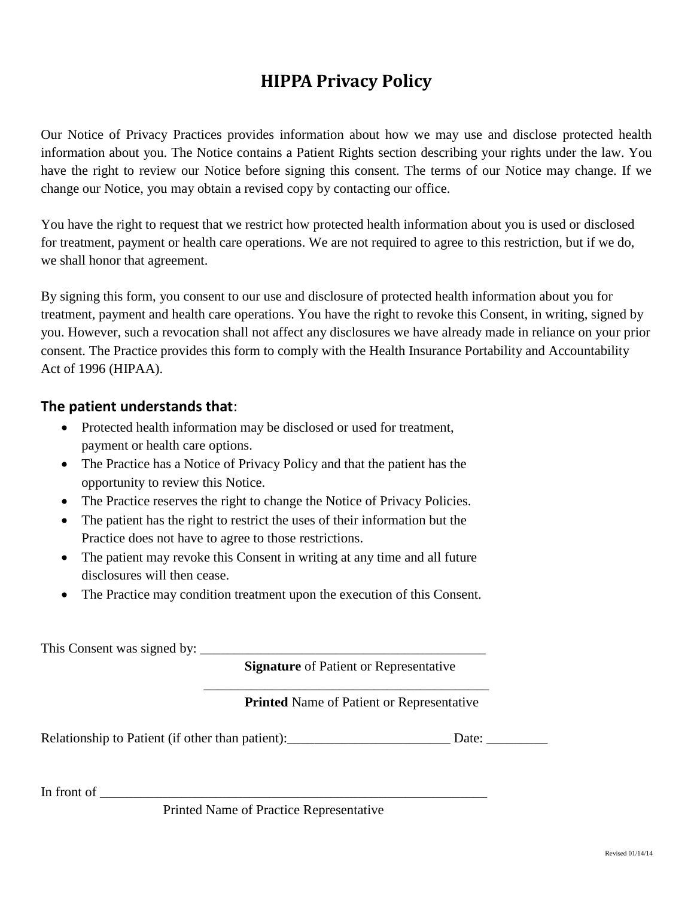# HIPPA Privacy Policy

Our Notice of Privacy Practices provides information about how we may use and disclose protected health information about you. The Notice contains a Patient Rights section describing your rights under the law. You have the right to review our Notice before signing this consent. The terms of our Notice may change. If we change our Notice, you may obtain a revised copy by contacting our office.

You have the right to request that we restrict how protected health information about you is used or disclosed for treatment, payment or health care operations. We are not required to agree to this restriction, but if we do, we shall honor that agreement.

By signing this form, you consent to our use and disclosure of protected health information about you for treatment, payment and health care operations. You have the right to revoke this Consent, in writing, signed by you. However, such a revocation shall not affect any disclosures we have already made in reliance on your prior consent. The Practice provides this form to comply with the Health Insurance Portability and Accountability Act of 1996 (HIPAA).

## The patient understands that:

- Protected health information may be disclosed or used for treatment, payment or health care options.
- The Practice has a Notice of Privacy Policy and that the patient has the opportunity to review this Notice.
- The Practice reserves the right to change the Notice of Privacy Policies.
- The patient has the right to restrict the uses of their information but the Practice does not have to agree to those restrictions.
- The patient may revoke this Consent in writing at any time and all future disclosures will then cease.
- The Practice may condition treatment upon the execution of this Consent.

This Consent was signed by: ____________________________________________

**Signature** of Patient or Representative

____________________________________________

**Printed** Name of Patient or Representative

Relationship to Patient (if other than patient):________________________ Date: _________

In front of ____________________________________________________________

Printed Name of Practice Representative

Revised 01/14/14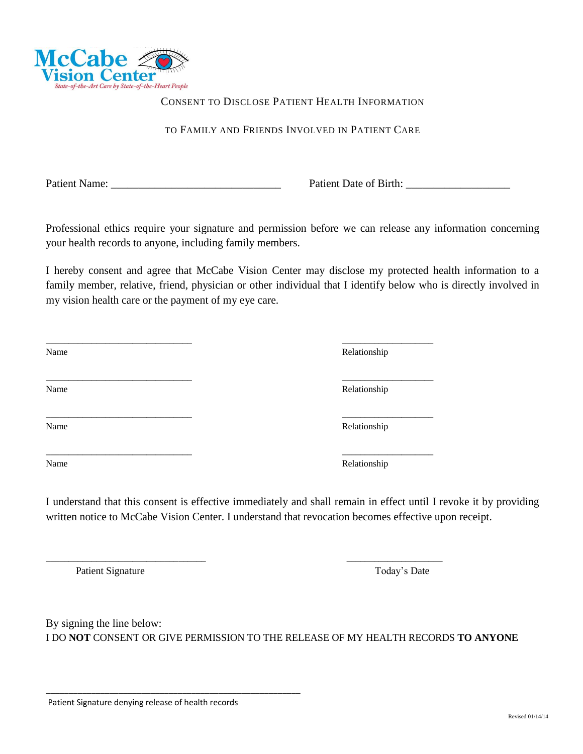McCabe Vision Center

*State-of-the-Art Care by State-of-the-Heart People*

## Consent to Disclose Patient Health Information

## to Family and Friends Involved in Patient Care

Patient Name: ______________________________ Patient Date of Birth: __________________

Professional ethics require your signature and permission before we can release any information concerning your health records to anyone, including family members.

I hereby consent and agree that McCabe Vision Center may disclose my protected health information to a family member, relative, friend, physician or other individual that I identify below who is directly involved in my vision health care or the payment of my eye care.

| Name | Relationship |
|---|---|
| ______________________________ | __________________ |
| ______________________________ | __________________ |
| ______________________________ | __________________ |
| ______________________________ | __________________ |

I understand that this consent is effective immediately and shall remain in effect until I revoke it by providing written notice to McCabe Vision Center. I understand that revocation becomes effective upon receipt.

_______________________________ __________________

Patient Signature Today's Date

By signing the line below:
I DO **NOT** CONSENT OR GIVE PERMISSION TO THE RELEASE OF MY HEALTH RECORDS **TO ANYONE**

_____________________________________________________

Patient Signature denying release of health records

Revised 01/14/14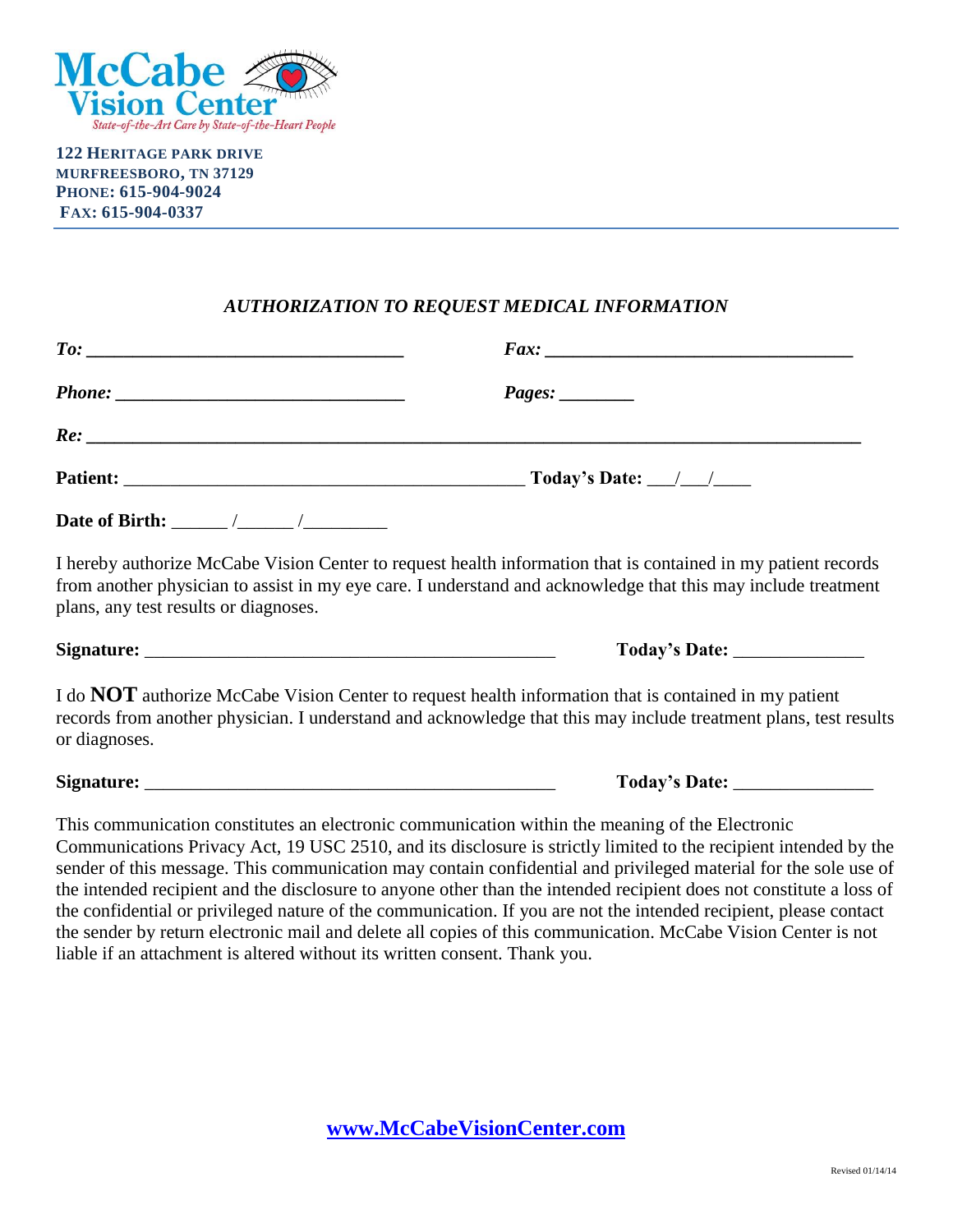McCabe Vision Center

*State-of-the-Art Care by State-of-the-Heart People*

**122 HERITAGE PARK DRIVE**
**MURFREESBORO, TN 37129**
**PHONE: 615-904-9024**
**FAX: 615-904-0337**

### *AUTHORIZATION TO REQUEST MEDICAL INFORMATION*

***To:*** __________________________________ ***Fax:*** _________________________________

***Phone:*** _______________________________ ***Pages:*** ________

***Re:*** ___________________________________________________________________________________

**Patient:** ____________________________________________ **Today's Date:** ___/___/____

**Date of Birth:** ______ /______ /_________

I hereby authorize McCabe Vision Center to request health information that is contained in my patient records from another physician to assist in my eye care. I understand and acknowledge that this may include treatment plans, any test results or diagnoses.

**Signature:** _____________________________________________ **Today's Date:** ______________

I do **NOT** authorize McCabe Vision Center to request health information that is contained in my patient records from another physician. I understand and acknowledge that this may include treatment plans, test results or diagnoses.

**Signature:** _____________________________________________ **Today's Date:** _______________

This communication constitutes an electronic communication within the meaning of the Electronic Communications Privacy Act, 19 USC 2510, and its disclosure is strictly limited to the recipient intended by the sender of this message. This communication may contain confidential and privileged material for the sole use of the intended recipient and the disclosure to anyone other than the intended recipient does not constitute a loss of the confidential or privileged nature of the communication. If you are not the intended recipient, please contact the sender by return electronic mail and delete all copies of this communication. McCabe Vision Center is not liable if an attachment is altered without its written consent. Thank you.

**www.McCabeVisionCenter.com**

Revised 01/14/14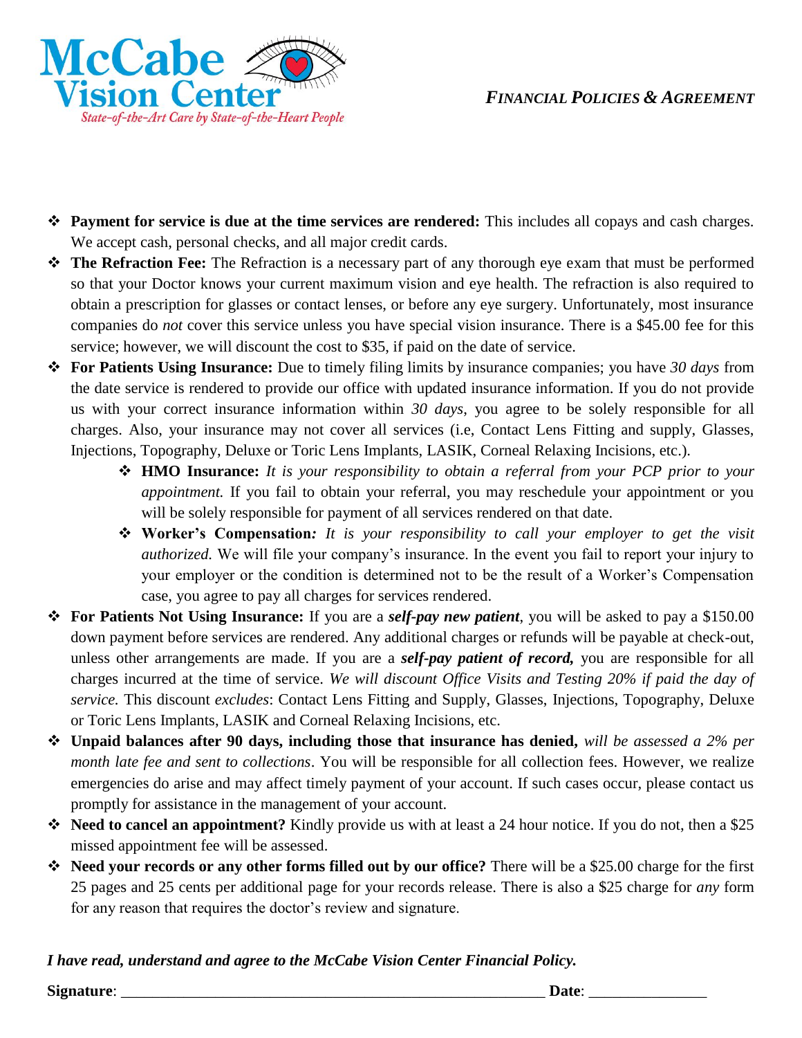McCabe Vision Center

*State-of-the-Art Care by State-of-the-Heart People*

# *Financial Policies & Agreement*

- **Payment for service is due at the time services are rendered:** This includes all copays and cash charges. We accept cash, personal checks, and all major credit cards.
- **The Refraction Fee:** The Refraction is a necessary part of any thorough eye exam that must be performed so that your Doctor knows your current maximum vision and eye health. The refraction is also required to obtain a prescription for glasses or contact lenses, or before any eye surgery. Unfortunately, most insurance companies do *not* cover this service unless you have special vision insurance. There is a $45.00 fee for this service; however, we will discount the cost to $35, if paid on the date of service.
- **For Patients Using Insurance:** Due to timely filing limits by insurance companies; you have *30 days* from the date service is rendered to provide our office with updated insurance information. If you do not provide us with your correct insurance information within *30 days*, you agree to be solely responsible for all charges. Also, your insurance may not cover all services (i.e, Contact Lens Fitting and supply, Glasses, Injections, Topography, Deluxe or Toric Lens Implants, LASIK, Corneal Relaxing Incisions, etc.).
  - **HMO Insurance:** *It is your responsibility to obtain a referral from your PCP prior to your appointment.* If you fail to obtain your referral, you may reschedule your appointment or you will be solely responsible for payment of all services rendered on that date.
  - **Worker's Compensation***:* *It is your responsibility to call your employer to get the visit authorized.* We will file your company's insurance. In the event you fail to report your injury to your employer or the condition is determined not to be the result of a Worker's Compensation case, you agree to pay all charges for services rendered.
- **For Patients Not Using Insurance:** If you are a ***self-pay new patient***, you will be asked to pay a $150.00 down payment before services are rendered. Any additional charges or refunds will be payable at check-out, unless other arrangements are made. If you are a ***self-pay patient of record,*** you are responsible for all charges incurred at the time of service. *We will discount Office Visits and Testing 20% if paid the day of service.* This discount *excludes*: Contact Lens Fitting and Supply, Glasses, Injections, Topography, Deluxe or Toric Lens Implants, LASIK and Corneal Relaxing Incisions, etc.
- **Unpaid balances after 90 days, including those that insurance has denied,** *will be assessed a 2% per month late fee and sent to collections*. You will be responsible for all collection fees. However, we realize emergencies do arise and may affect timely payment of your account. If such cases occur, please contact us promptly for assistance in the management of your account.
- **Need to cancel an appointment?** Kindly provide us with at least a 24 hour notice. If you do not, then a $25 missed appointment fee will be assessed.
- **Need your records or any other forms filled out by our office?** There will be a $25.00 charge for the first 25 pages and 25 cents per additional page for your records release. There is also a $25 charge for *any* form for any reason that requires the doctor's review and signature.

***I have read, understand and agree to the McCabe Vision Center Financial Policy.***

**Signature**: ________________________________________________________ **Date**: _______________